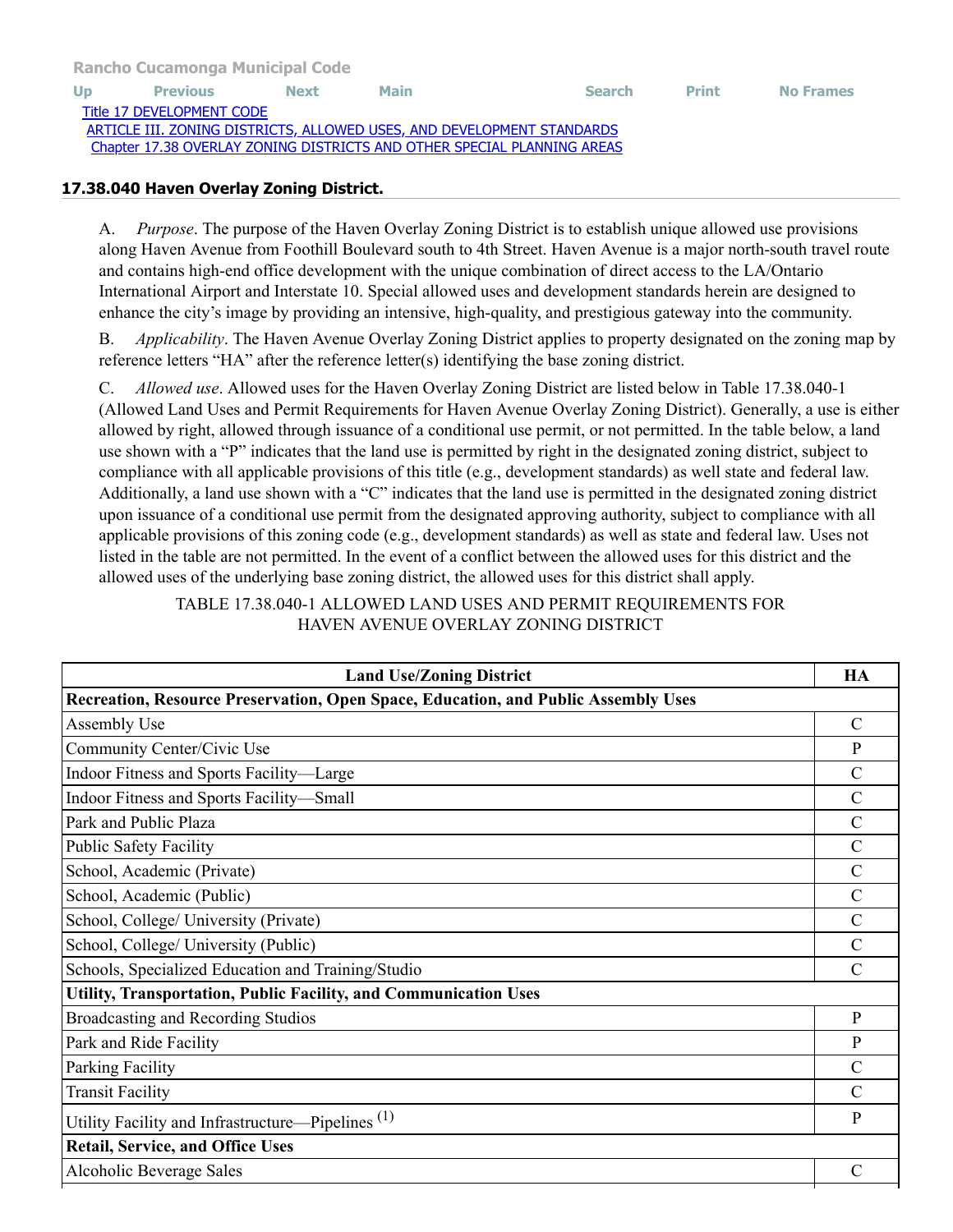Rancho Cucamonga Municipal Code

Up Previous Next Main Search Print No Frames

Title 17 DEVELOPMENT CODE
ARTICLE III. ZONING DISTRICTS, ALLOWED USES, AND DEVELOPMENT STANDARDS
Chapter 17.38 OVERLAY ZONING DISTRICTS AND OTHER SPECIAL PLANNING AREAS

### 17.38.040 Haven Overlay Zoning District.

A. *Purpose*. The purpose of the Haven Overlay Zoning District is to establish unique allowed use provisions along Haven Avenue from Foothill Boulevard south to 4th Street. Haven Avenue is a major north-south travel route and contains high-end office development with the unique combination of direct access to the LA/Ontario International Airport and Interstate 10. Special allowed uses and development standards herein are designed to enhance the city's image by providing an intensive, high-quality, and prestigious gateway into the community.

B. *Applicability*. The Haven Avenue Overlay Zoning District applies to property designated on the zoning map by reference letters "HA" after the reference letter(s) identifying the base zoning district.

C. *Allowed use*. Allowed uses for the Haven Overlay Zoning District are listed below in Table 17.38.040-1 (Allowed Land Uses and Permit Requirements for Haven Avenue Overlay Zoning District). Generally, a use is either allowed by right, allowed through issuance of a conditional use permit, or not permitted. In the table below, a land use shown with a "P" indicates that the land use is permitted by right in the designated zoning district, subject to compliance with all applicable provisions of this title (e.g., development standards) as well state and federal law. Additionally, a land use shown with a "C" indicates that the land use is permitted in the designated zoning district upon issuance of a conditional use permit from the designated approving authority, subject to compliance with all applicable provisions of this zoning code (e.g., development standards) as well as state and federal law. Uses not listed in the table are not permitted. In the event of a conflict between the allowed uses for this district and the allowed uses of the underlying base zoning district, the allowed uses for this district shall apply.

TABLE 17.38.040-1 ALLOWED LAND USES AND PERMIT REQUIREMENTS FOR HAVEN AVENUE OVERLAY ZONING DISTRICT

| Land Use/Zoning District | HA |
|---|---|
| **Recreation, Resource Preservation, Open Space, Education, and Public Assembly Uses** | |
| Assembly Use | C |
| Community Center/Civic Use | P |
| Indoor Fitness and Sports Facility—Large | C |
| Indoor Fitness and Sports Facility—Small | C |
| Park and Public Plaza | C |
| Public Safety Facility | C |
| School, Academic (Private) | C |
| School, Academic (Public) | C |
| School, College/ University (Private) | C |
| School, College/ University (Public) | C |
| Schools, Specialized Education and Training/Studio | C |
| **Utility, Transportation, Public Facility, and Communication Uses** | |
| Broadcasting and Recording Studios | P |
| Park and Ride Facility | P |
| Parking Facility | C |
| Transit Facility | C |
| Utility Facility and Infrastructure—Pipelines (1) | P |
| **Retail, Service, and Office Uses** | |
| Alcoholic Beverage Sales | C |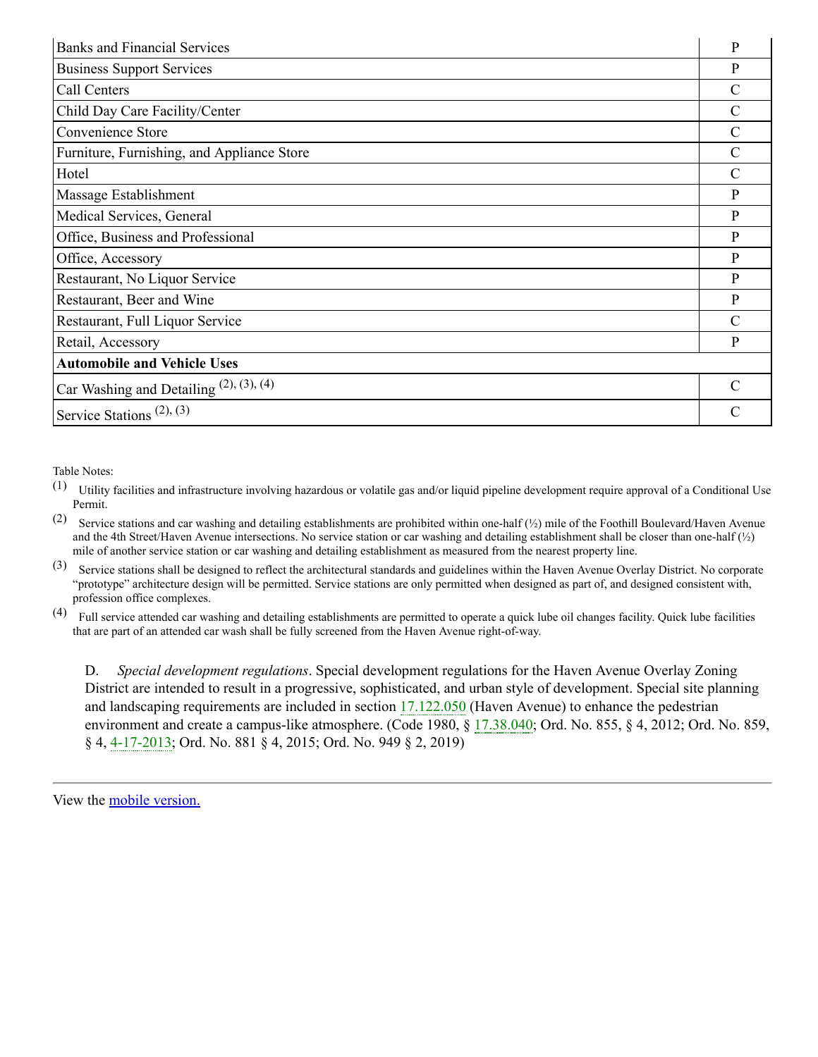| | |
|---|---|
| Banks and Financial Services | P |
| Business Support Services | P |
| Call Centers | C |
| Child Day Care Facility/Center | C |
| Convenience Store | C |
| Furniture, Furnishing, and Appliance Store | C |
| Hotel | C |
| Massage Establishment | P |
| Medical Services, General | P |
| Office, Business and Professional | P |
| Office, Accessory | P |
| Restaurant, No Liquor Service | P |
| Restaurant, Beer and Wine | P |
| Restaurant, Full Liquor Service | C |
| Retail, Accessory | P |
| **Automobile and Vehicle Uses** | |
| Car Washing and Detailing (2), (3), (4) | C |
| Service Stations (2), (3) | C |

Table Notes:

(1) Utility facilities and infrastructure involving hazardous or volatile gas and/or liquid pipeline development require approval of a Conditional Use Permit.

(2) Service stations and car washing and detailing establishments are prohibited within one-half (½) mile of the Foothill Boulevard/Haven Avenue and the 4th Street/Haven Avenue intersections. No service station or car washing and detailing establishment shall be closer than one-half (½) mile of another service station or car washing and detailing establishment as measured from the nearest property line.

(3) Service stations shall be designed to reflect the architectural standards and guidelines within the Haven Avenue Overlay District. No corporate "prototype" architecture design will be permitted. Service stations are only permitted when designed as part of, and designed consistent with, profession office complexes.

(4) Full service attended car washing and detailing establishments are permitted to operate a quick lube oil changes facility. Quick lube facilities that are part of an attended car wash shall be fully screened from the Haven Avenue right-of-way.

D. *Special development regulations*. Special development regulations for the Haven Avenue Overlay Zoning District are intended to result in a progressive, sophisticated, and urban style of development. Special site planning and landscaping requirements are included in section 17.122.050 (Haven Avenue) to enhance the pedestrian environment and create a campus-like atmosphere. (Code 1980, § 17.38.040; Ord. No. 855, § 4, 2012; Ord. No. 859, § 4, 4-17-2013; Ord. No. 881 § 4, 2015; Ord. No. 949 § 2, 2019)

View the mobile version.